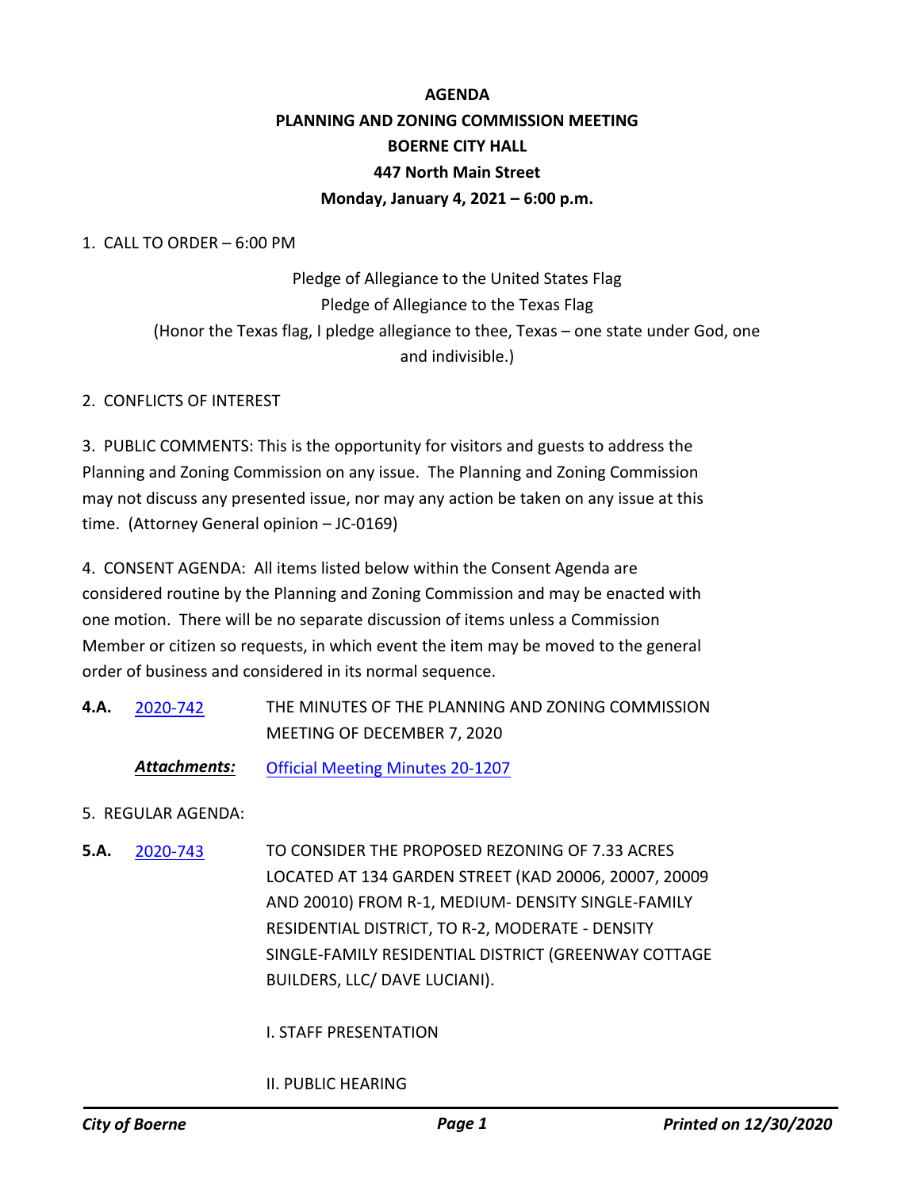**AGENDA**

**PLANNING AND ZONING COMMISSION MEETING**

**BOERNE CITY HALL**

**447 North Main Street**

**Monday, January 4, 2021 – 6:00 p.m.**

1. CALL TO ORDER – 6:00 PM

Pledge of Allegiance to the United States Flag

Pledge of Allegiance to the Texas Flag

(Honor the Texas flag, I pledge allegiance to thee, Texas – one state under God, one and indivisible.)

2. CONFLICTS OF INTEREST

3. PUBLIC COMMENTS: This is the opportunity for visitors and guests to address the Planning and Zoning Commission on any issue. The Planning and Zoning Commission may not discuss any presented issue, nor may any action be taken on any issue at this time. (Attorney General opinion – JC-0169)

4. CONSENT AGENDA: All items listed below within the Consent Agenda are considered routine by the Planning and Zoning Commission and may be enacted with one motion. There will be no separate discussion of items unless a Commission Member or citizen so requests, in which event the item may be moved to the general order of business and considered in its normal sequence.

**4.A.** 2020-742 THE MINUTES OF THE PLANNING AND ZONING COMMISSION MEETING OF DECEMBER 7, 2020

***Attachments:*** Official Meeting Minutes 20-1207

5. REGULAR AGENDA:

**5.A.** 2020-743 TO CONSIDER THE PROPOSED REZONING OF 7.33 ACRES LOCATED AT 134 GARDEN STREET (KAD 20006, 20007, 20009 AND 20010) FROM R-1, MEDIUM- DENSITY SINGLE-FAMILY RESIDENTIAL DISTRICT, TO R-2, MODERATE - DENSITY SINGLE-FAMILY RESIDENTIAL DISTRICT (GREENWAY COTTAGE BUILDERS, LLC/ DAVE LUCIANI).

I. STAFF PRESENTATION

II. PUBLIC HEARING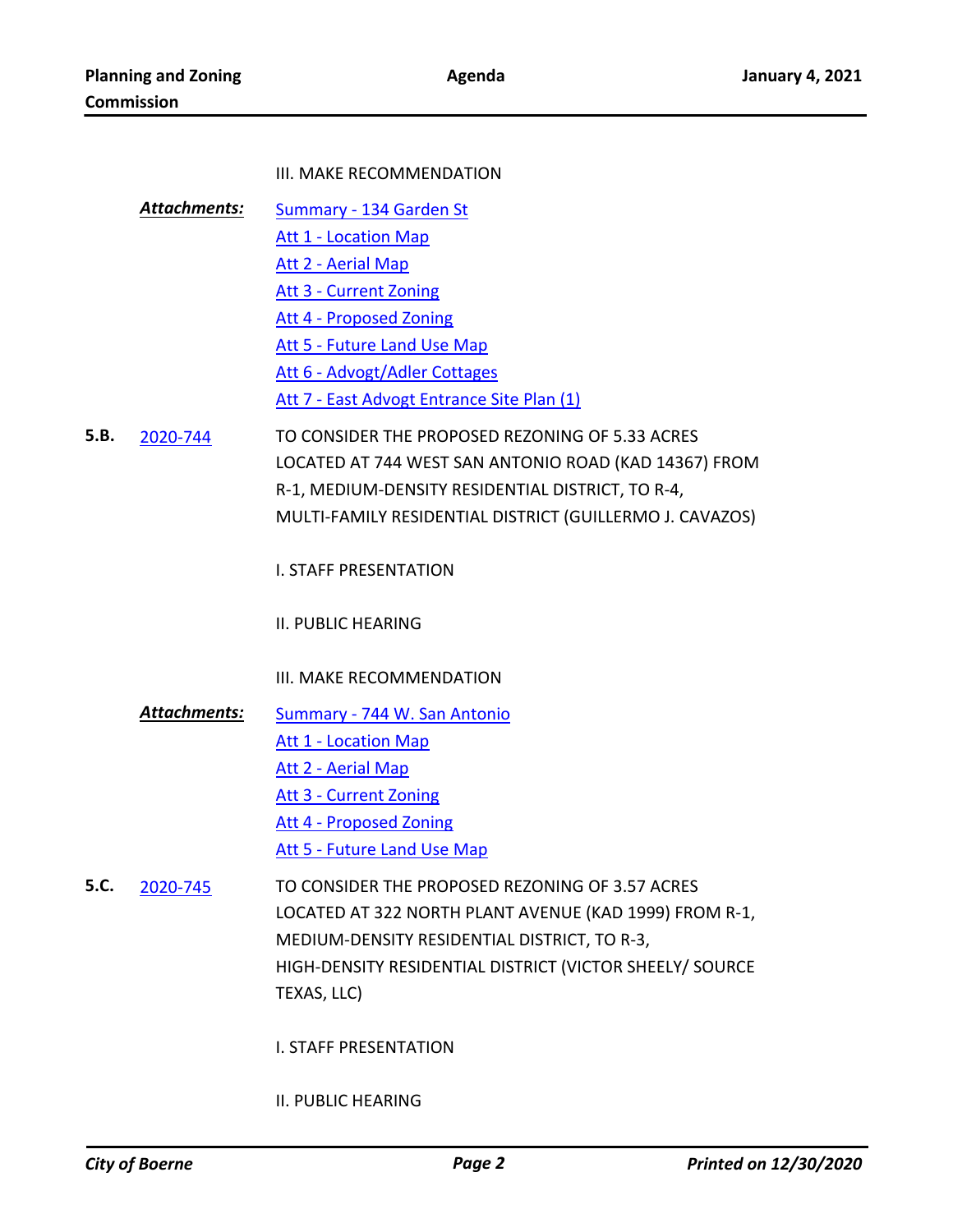III. MAKE RECOMMENDATION

***Attachments:*** [Summary - 134 Garden St]()
[Att 1 - Location Map]()
[Att 2 - Aerial Map]()
[Att 3 - Current Zoning]()
[Att 4 - Proposed Zoning]()
[Att 5 - Future Land Use Map]()
[Att 6 - Advogt/Adler Cottages]()
[Att 7 - East Advogt Entrance Site Plan (1)]()

**5.B.** [2020-744]() TO CONSIDER THE PROPOSED REZONING OF 5.33 ACRES LOCATED AT 744 WEST SAN ANTONIO ROAD (KAD 14367) FROM R-1, MEDIUM-DENSITY RESIDENTIAL DISTRICT, TO R-4, MULTI-FAMILY RESIDENTIAL DISTRICT (GUILLERMO J. CAVAZOS)

I. STAFF PRESENTATION

II. PUBLIC HEARING

III. MAKE RECOMMENDATION

***Attachments:*** [Summary - 744 W. San Antonio]()
[Att 1 - Location Map]()
[Att 2 - Aerial Map]()
[Att 3 - Current Zoning]()
[Att 4 - Proposed Zoning]()
[Att 5 - Future Land Use Map]()

**5.C.** [2020-745]() TO CONSIDER THE PROPOSED REZONING OF 3.57 ACRES LOCATED AT 322 NORTH PLANT AVENUE (KAD 1999) FROM R-1, MEDIUM-DENSITY RESIDENTIAL DISTRICT, TO R-3, HIGH-DENSITY RESIDENTIAL DISTRICT (VICTOR SHEELY/ SOURCE TEXAS, LLC)

I. STAFF PRESENTATION

II. PUBLIC HEARING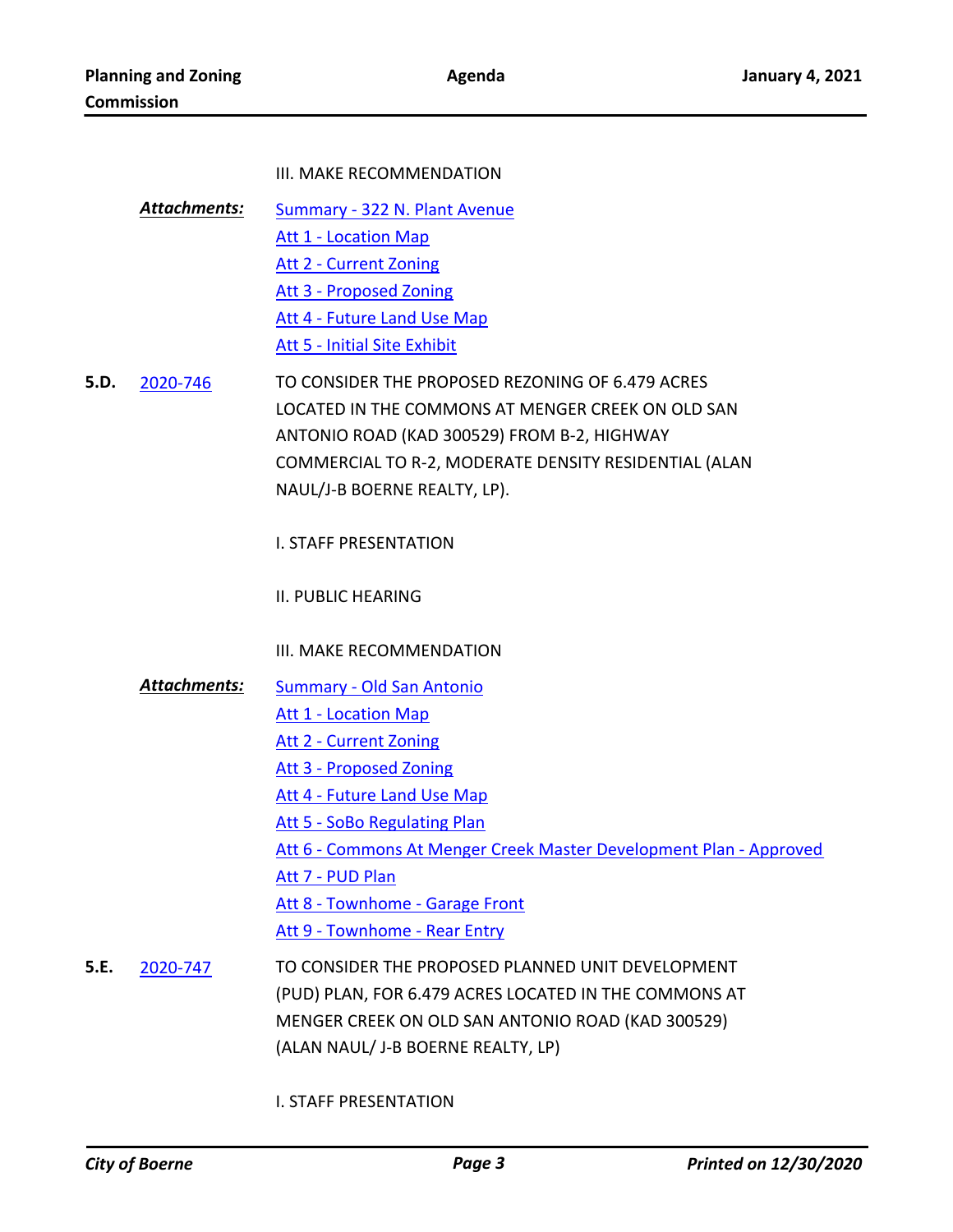III. MAKE RECOMMENDATION

***Attachments:***
Summary - 322 N. Plant Avenue
Att 1 - Location Map
Att 2 - Current Zoning
Att 3 - Proposed Zoning
Att 4 - Future Land Use Map
Att 5 - Initial Site Exhibit

**5.D.** 2020-746 TO CONSIDER THE PROPOSED REZONING OF 6.479 ACRES LOCATED IN THE COMMONS AT MENGER CREEK ON OLD SAN ANTONIO ROAD (KAD 300529) FROM B-2, HIGHWAY COMMERCIAL TO R-2, MODERATE DENSITY RESIDENTIAL (ALAN NAUL/J-B BOERNE REALTY, LP).

I. STAFF PRESENTATION

II. PUBLIC HEARING

III. MAKE RECOMMENDATION

***Attachments:***
Summary - Old San Antonio
Att 1 - Location Map
Att 2 - Current Zoning
Att 3 - Proposed Zoning
Att 4 - Future Land Use Map
Att 5 - SoBo Regulating Plan
Att 6 - Commons At Menger Creek Master Development Plan - Approved
Att 7 - PUD Plan
Att 8 - Townhome - Garage Front
Att 9 - Townhome - Rear Entry

**5.E.** 2020-747 TO CONSIDER THE PROPOSED PLANNED UNIT DEVELOPMENT (PUD) PLAN, FOR 6.479 ACRES LOCATED IN THE COMMONS AT MENGER CREEK ON OLD SAN ANTONIO ROAD (KAD 300529) (ALAN NAUL/ J-B BOERNE REALTY, LP)

I. STAFF PRESENTATION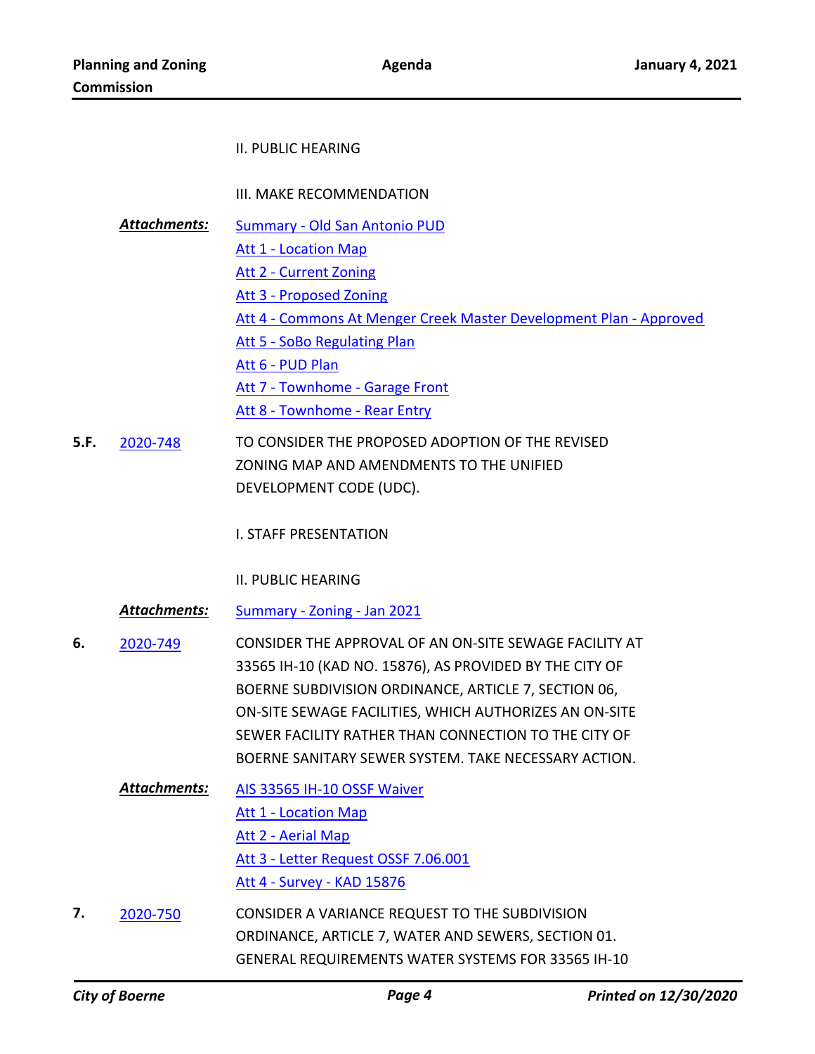II. PUBLIC HEARING

III. MAKE RECOMMENDATION

***Attachments:*** Summary - Old San Antonio PUD
Att 1 - Location Map
Att 2 - Current Zoning
Att 3 - Proposed Zoning
Att 4 - Commons At Menger Creek Master Development Plan - Approved
Att 5 - SoBo Regulating Plan
Att 6 - PUD Plan
Att 7 - Townhome - Garage Front
Att 8 - Townhome - Rear Entry

**5.F.** 2020-748 TO CONSIDER THE PROPOSED ADOPTION OF THE REVISED ZONING MAP AND AMENDMENTS TO THE UNIFIED DEVELOPMENT CODE (UDC).

I. STAFF PRESENTATION

II. PUBLIC HEARING

***Attachments:*** Summary - Zoning - Jan 2021

**6.** 2020-749 CONSIDER THE APPROVAL OF AN ON-SITE SEWAGE FACILITY AT 33565 IH-10 (KAD NO. 15876), AS PROVIDED BY THE CITY OF BOERNE SUBDIVISION ORDINANCE, ARTICLE 7, SECTION 06, ON-SITE SEWAGE FACILITIES, WHICH AUTHORIZES AN ON-SITE SEWER FACILITY RATHER THAN CONNECTION TO THE CITY OF BOERNE SANITARY SEWER SYSTEM. TAKE NECESSARY ACTION.

***Attachments:*** AIS 33565 IH-10 OSSF Waiver
Att 1 - Location Map
Att 2 - Aerial Map
Att 3 - Letter Request OSSF 7.06.001
Att 4 - Survey - KAD 15876

**7.** 2020-750 CONSIDER A VARIANCE REQUEST TO THE SUBDIVISION ORDINANCE, ARTICLE 7, WATER AND SEWERS, SECTION 01. GENERAL REQUIREMENTS WATER SYSTEMS FOR 33565 IH-10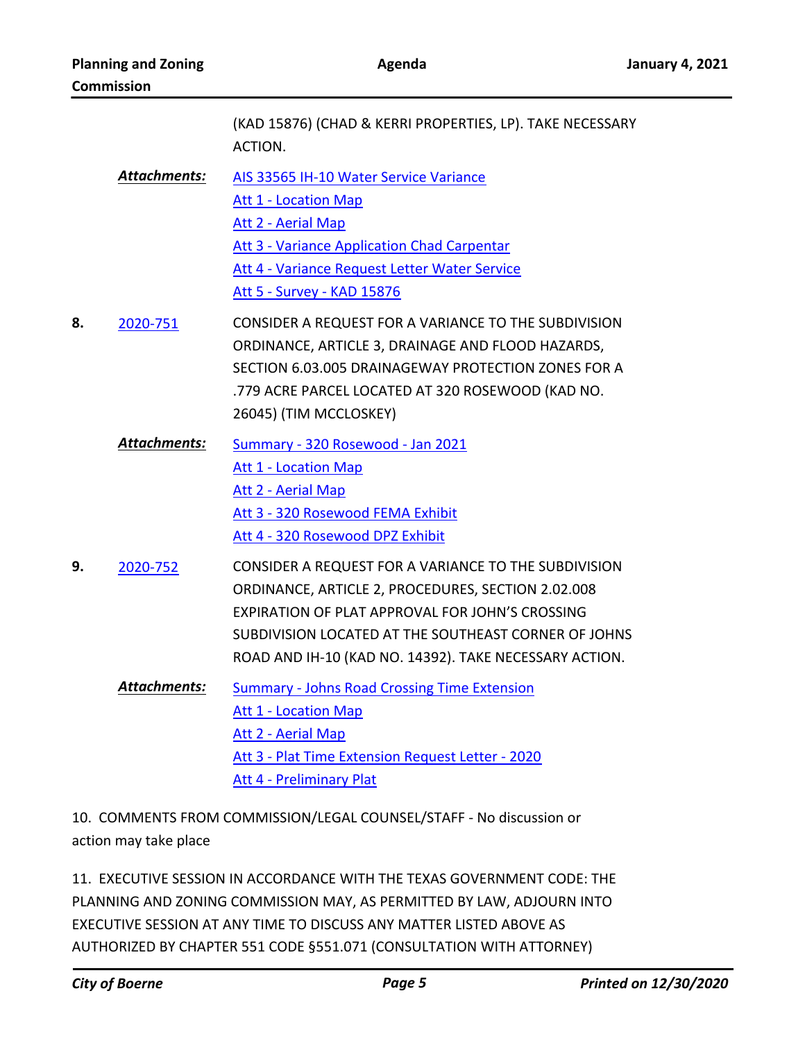(KAD 15876) (CHAD & KERRI PROPERTIES, LP). TAKE NECESSARY ACTION.

***Attachments:***
- AIS 33565 IH-10 Water Service Variance
- Att 1 - Location Map
- Att 2 - Aerial Map
- Att 3 - Variance Application Chad Carpentar
- Att 4 - Variance Request Letter Water Service
- Att 5 - Survey - KAD 15876

**8.** 2020-751 CONSIDER A REQUEST FOR A VARIANCE TO THE SUBDIVISION ORDINANCE, ARTICLE 3, DRAINAGE AND FLOOD HAZARDS, SECTION 6.03.005 DRAINAGEWAY PROTECTION ZONES FOR A .779 ACRE PARCEL LOCATED AT 320 ROSEWOOD (KAD NO. 26045) (TIM MCCLOSKEY)

***Attachments:***
- Summary - 320 Rosewood - Jan 2021
- Att 1 - Location Map
- Att 2 - Aerial Map
- Att 3 - 320 Rosewood FEMA Exhibit
- Att 4 - 320 Rosewood DPZ Exhibit

**9.** 2020-752 CONSIDER A REQUEST FOR A VARIANCE TO THE SUBDIVISION ORDINANCE, ARTICLE 2, PROCEDURES, SECTION 2.02.008 EXPIRATION OF PLAT APPROVAL FOR JOHN'S CROSSING SUBDIVISION LOCATED AT THE SOUTHEAST CORNER OF JOHNS ROAD AND IH-10 (KAD NO. 14392). TAKE NECESSARY ACTION.

***Attachments:***
- Summary - Johns Road Crossing Time Extension
- Att 1 - Location Map
- Att 2 - Aerial Map
- Att 3 - Plat Time Extension Request Letter - 2020
- Att 4 - Preliminary Plat

10. COMMENTS FROM COMMISSION/LEGAL COUNSEL/STAFF - No discussion or action may take place

11. EXECUTIVE SESSION IN ACCORDANCE WITH THE TEXAS GOVERNMENT CODE: THE PLANNING AND ZONING COMMISSION MAY, AS PERMITTED BY LAW, ADJOURN INTO EXECUTIVE SESSION AT ANY TIME TO DISCUSS ANY MATTER LISTED ABOVE AS AUTHORIZED BY CHAPTER 551 CODE §551.071 (CONSULTATION WITH ATTORNEY)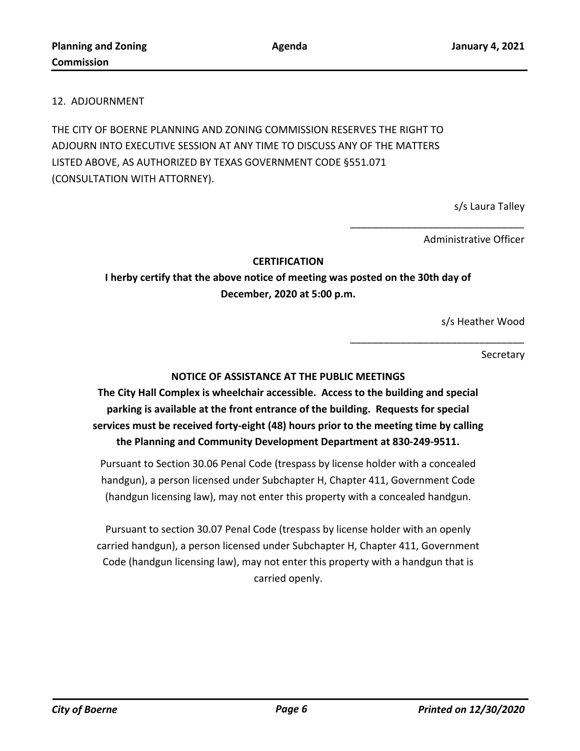12. ADJOURNMENT

THE CITY OF BOERNE PLANNING AND ZONING COMMISSION RESERVES THE RIGHT TO ADJOURN INTO EXECUTIVE SESSION AT ANY TIME TO DISCUSS ANY OF THE MATTERS LISTED ABOVE, AS AUTHORIZED BY TEXAS GOVERNMENT CODE §551.071 (CONSULTATION WITH ATTORNEY).

s/s Laura Talley

_______________________________

Administrative Officer

**CERTIFICATION**

**I herby certify that the above notice of meeting was posted on the 30th day of December, 2020 at 5:00 p.m.**

s/s Heather Wood

_______________________________

Secretary

**NOTICE OF ASSISTANCE AT THE PUBLIC MEETINGS**

**The City Hall Complex is wheelchair accessible. Access to the building and special parking is available at the front entrance of the building. Requests for special services must be received forty-eight (48) hours prior to the meeting time by calling the Planning and Community Development Department at 830-249-9511.**

Pursuant to Section 30.06 Penal Code (trespass by license holder with a concealed handgun), a person licensed under Subchapter H, Chapter 411, Government Code (handgun licensing law), may not enter this property with a concealed handgun.

Pursuant to section 30.07 Penal Code (trespass by license holder with an openly carried handgun), a person licensed under Subchapter H, Chapter 411, Government Code (handgun licensing law), may not enter this property with a handgun that is carried openly.